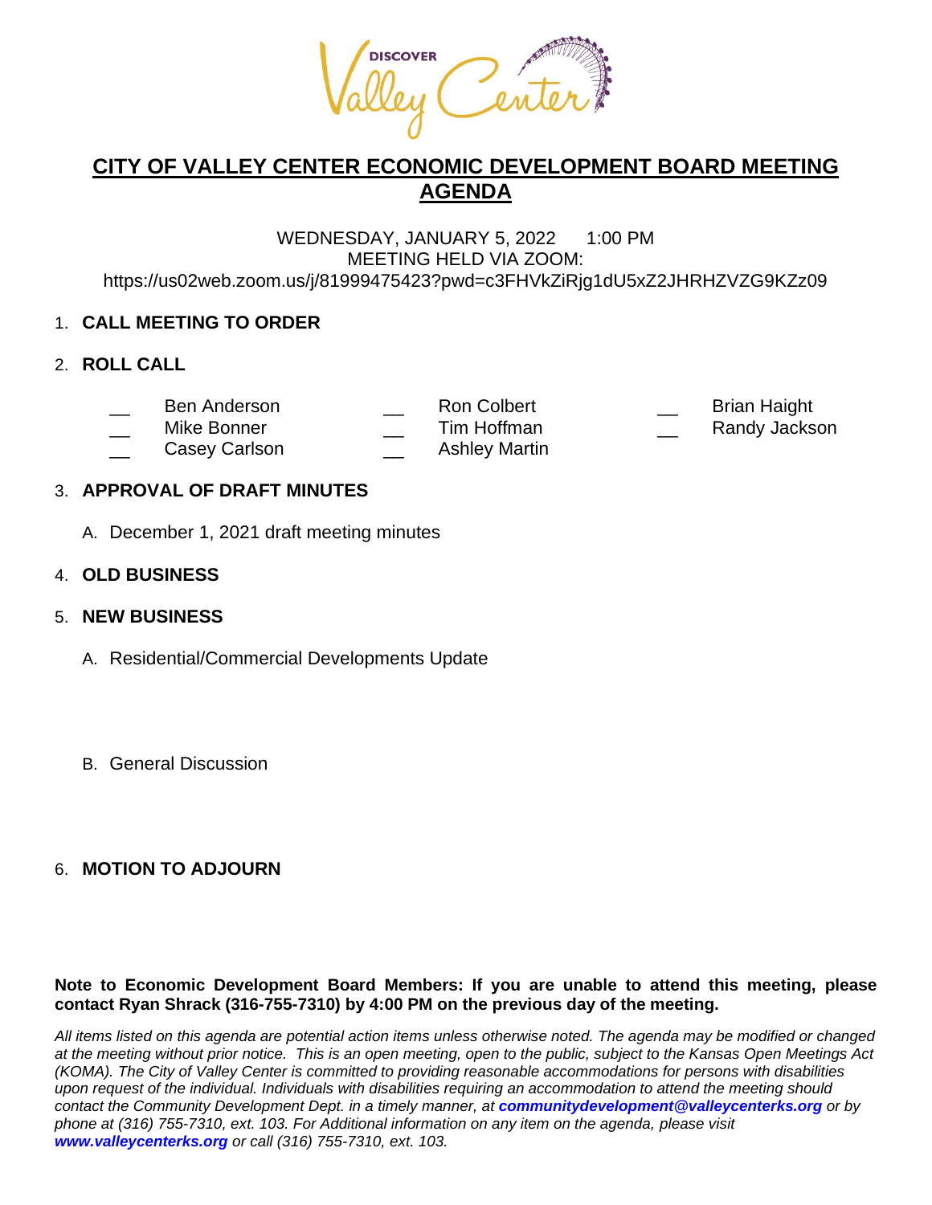# CITY OF VALLEY CENTER ECONOMIC DEVELOPMENT BOARD MEETING AGENDA

WEDNESDAY, JANUARY 5, 2022 1:00 PM
MEETING HELD VIA ZOOM:
https://us02web.zoom.us/j/81999475423?pwd=c3FHVkZiRjg1dU5xZ2JHRHZVZG9KZz09

1. **CALL MEETING TO ORDER**

2. **ROLL CALL**

__ Ben Anderson
__ Mike Bonner
__ Casey Carlson
__ Ron Colbert
__ Tim Hoffman
__ Ashley Martin
__ Brian Haight
__ Randy Jackson

3. **APPROVAL OF DRAFT MINUTES**

   A. December 1, 2021 draft meeting minutes

4. **OLD BUSINESS**

5. **NEW BUSINESS**

   A. Residential/Commercial Developments Update

   B. General Discussion

6. **MOTION TO ADJOURN**

**Note to Economic Development Board Members: If you are unable to attend this meeting, please contact Ryan Shrack (316-755-7310) by 4:00 PM on the previous day of the meeting.**

*All items listed on this agenda are potential action items unless otherwise noted. The agenda may be modified or changed at the meeting without prior notice. This is an open meeting, open to the public, subject to the Kansas Open Meetings Act (KOMA). The City of Valley Center is committed to providing reasonable accommodations for persons with disabilities upon request of the individual. Individuals with disabilities requiring an accommodation to attend the meeting should contact the Community Development Dept. in a timely manner, at* ***communitydevelopment@valleycenterks.org*** *or by phone at (316) 755-7310, ext. 103. For Additional information on any item on the agenda, please visit* ***www.valleycenterks.org*** *or call (316) 755-7310, ext. 103.*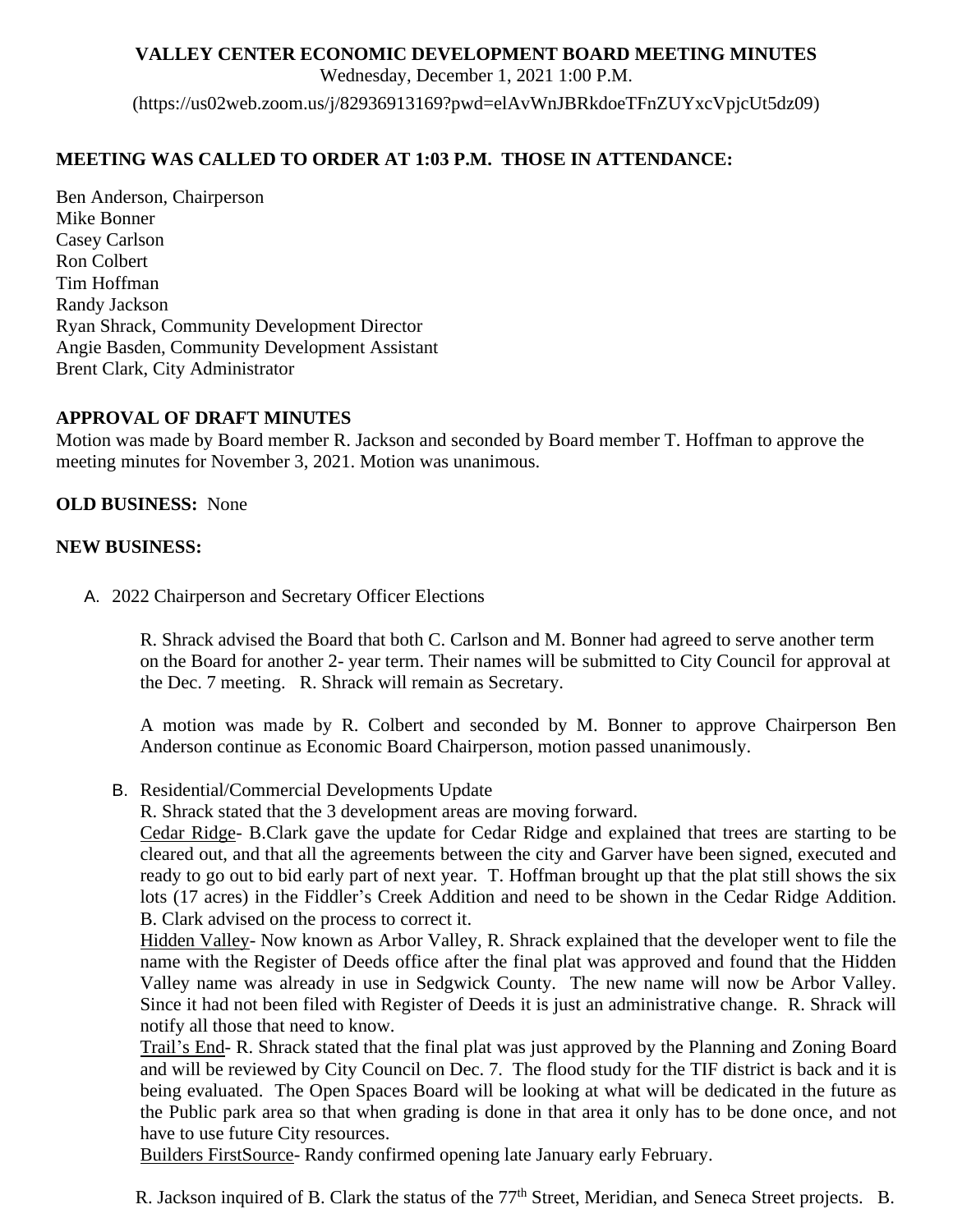# VALLEY CENTER ECONOMIC DEVELOPMENT BOARD MEETING MINUTES

Wednesday, December 1, 2021 1:00 P.M.

(https://us02web.zoom.us/j/82936913169?pwd=elAvWnJBRkdoeTFnZUYxcVpjcUt5dz09)

**MEETING WAS CALLED TO ORDER AT 1:03 P.M. THOSE IN ATTENDANCE:**

Ben Anderson, Chairperson
Mike Bonner
Casey Carlson
Ron Colbert
Tim Hoffman
Randy Jackson
Ryan Shrack, Community Development Director
Angie Basden, Community Development Assistant
Brent Clark, City Administrator

**APPROVAL OF DRAFT MINUTES**

Motion was made by Board member R. Jackson and seconded by Board member T. Hoffman to approve the meeting minutes for November 3, 2021. Motion was unanimous.

**OLD BUSINESS:** None

**NEW BUSINESS:**

A. 2022 Chairperson and Secretary Officer Elections

R. Shrack advised the Board that both C. Carlson and M. Bonner had agreed to serve another term on the Board for another 2- year term. Their names will be submitted to City Council for approval at the Dec. 7 meeting. R. Shrack will remain as Secretary.

A motion was made by R. Colbert and seconded by M. Bonner to approve Chairperson Ben Anderson continue as Economic Board Chairperson, motion passed unanimously.

B. Residential/Commercial Developments Update

R. Shrack stated that the 3 development areas are moving forward.

Cedar Ridge- B.Clark gave the update for Cedar Ridge and explained that trees are starting to be cleared out, and that all the agreements between the city and Garver have been signed, executed and ready to go out to bid early part of next year. T. Hoffman brought up that the plat still shows the six lots (17 acres) in the Fiddler's Creek Addition and need to be shown in the Cedar Ridge Addition. B. Clark advised on the process to correct it.

Hidden Valley- Now known as Arbor Valley, R. Shrack explained that the developer went to file the name with the Register of Deeds office after the final plat was approved and found that the Hidden Valley name was already in use in Sedgwick County. The new name will now be Arbor Valley. Since it had not been filed with Register of Deeds it is just an administrative change. R. Shrack will notify all those that need to know.

Trail's End- R. Shrack stated that the final plat was just approved by the Planning and Zoning Board and will be reviewed by City Council on Dec. 7. The flood study for the TIF district is back and it is being evaluated. The Open Spaces Board will be looking at what will be dedicated in the future as the Public park area so that when grading is done in that area it only has to be done once, and not have to use future City resources.

Builders FirstSource- Randy confirmed opening late January early February.

R. Jackson inquired of B. Clark the status of the 77th Street, Meridian, and Seneca Street projects. B.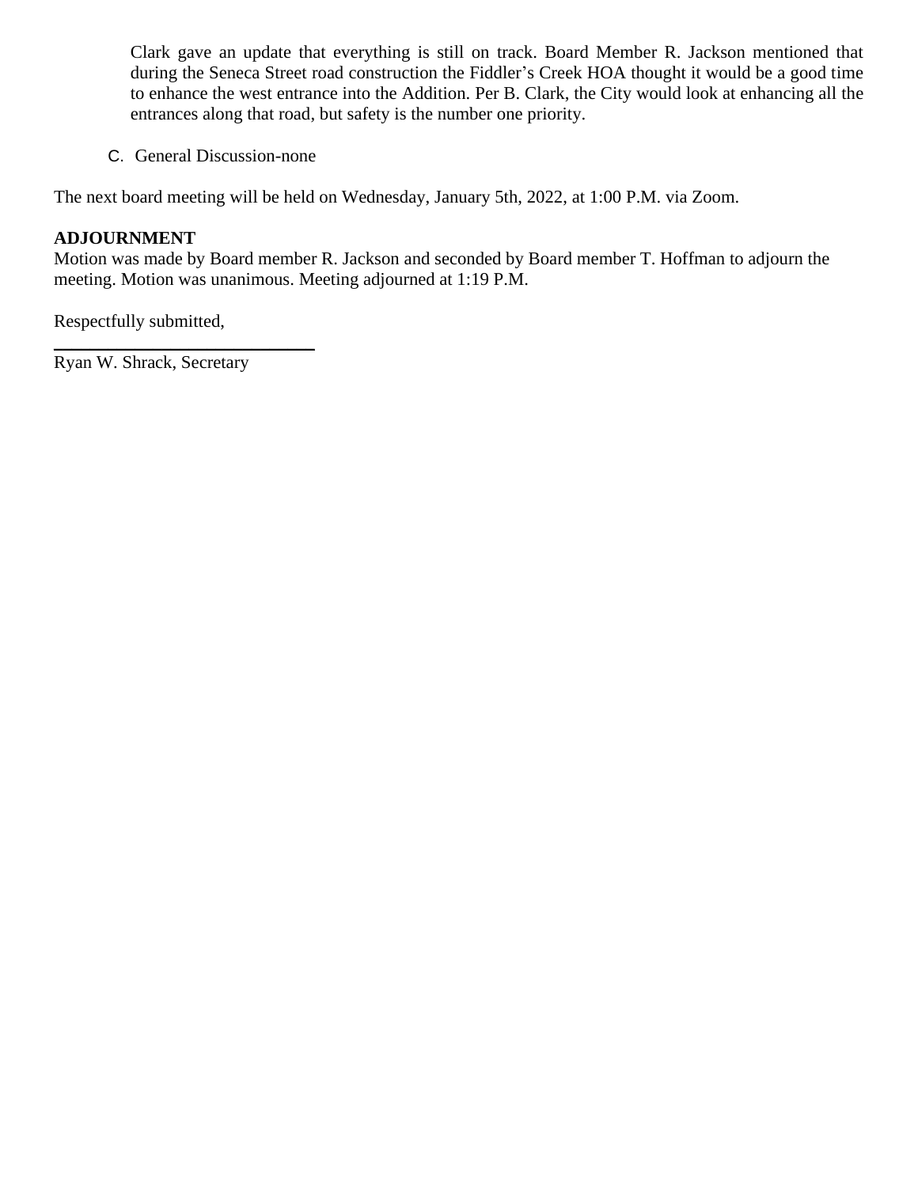Clark gave an update that everything is still on track. Board Member R. Jackson mentioned that during the Seneca Street road construction the Fiddler's Creek HOA thought it would be a good time to enhance the west entrance into the Addition. Per B. Clark, the City would look at enhancing all the entrances along that road, but safety is the number one priority.

C. General Discussion-none

The next board meeting will be held on Wednesday, January 5th, 2022, at 1:00 P.M. via Zoom.

**ADJOURNMENT**

Motion was made by Board member R. Jackson and seconded by Board member T. Hoffman to adjourn the meeting. Motion was unanimous. Meeting adjourned at 1:19 P.M.

Respectfully submitted,

______________________________

Ryan W. Shrack, Secretary